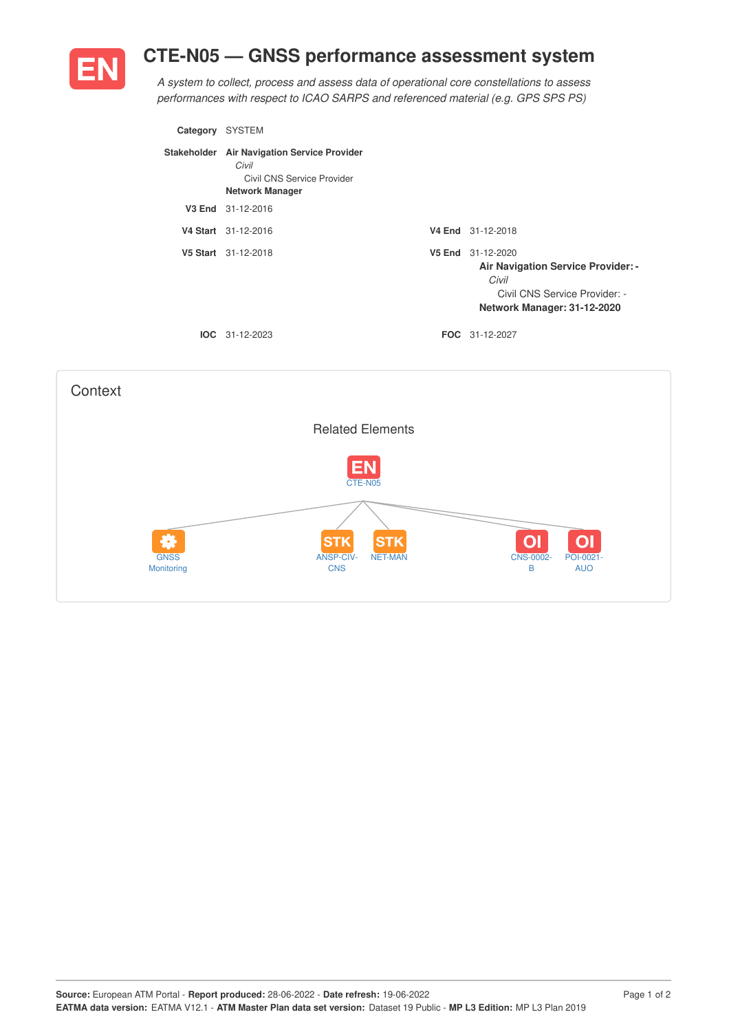# EN CTE-N05 — GNSS performance assessment system

*A system to collect, process and assess data of operational core constellations to assess performances with respect to ICAO SARPS and referenced material (e.g. GPS SPS PS)*

**Category** SYSTEM

**Stakeholder** **Air Navigation Service Provider**
*Civil*
Civil CNS Service Provider
**Network Manager**

**V3 End** 31-12-2016

**V4 Start** 31-12-2016 **V4 End** 31-12-2018

**V5 Start** 31-12-2018 **V5 End** 31-12-2020
**Air Navigation Service Provider: -**
*Civil*
Civil CNS Service Provider: -
**Network Manager: 31-12-2020**

**IOC** 31-12-2023 **FOC** 31-12-2027

## Context

### Related Elements

EN CTE-N05

- GNSS Monitoring
- STK ANSP-CIV-CNS
- STK NET-MAN
- OI CNS-0002-B
- OI POI-0021-AUO

**Source:** European ATM Portal - **Report produced:** 28-06-2022 - **Date refresh:** 19-06-2022
**EATMA data version:** EATMA V12.1 - **ATM Master Plan data set version:** Dataset 19 Public - **MP L3 Edition:** MP L3 Plan 2019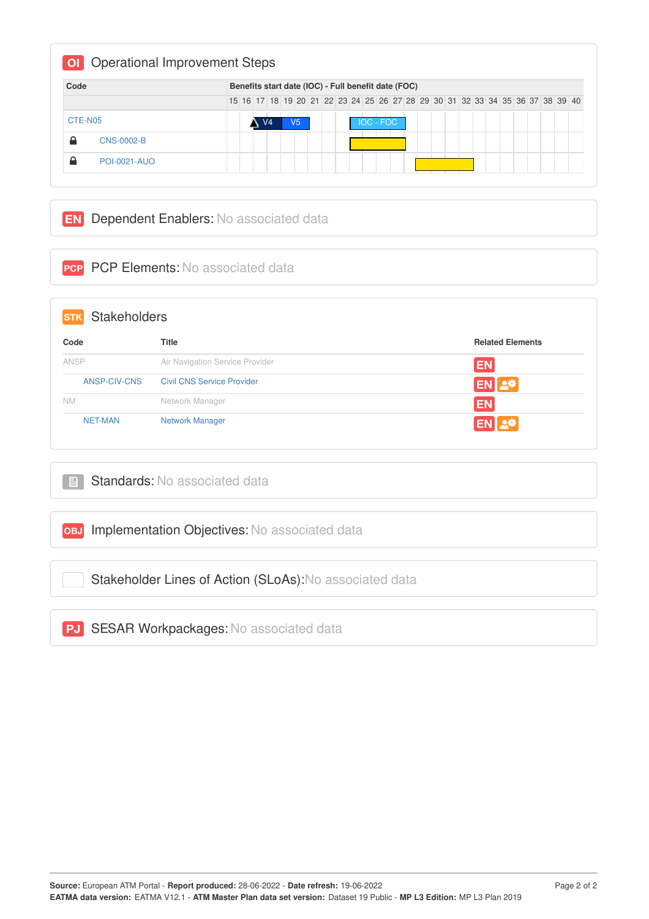## OI Operational Improvement Steps

| Code | Benefits start date (IOC) - Full benefit date (FOC) |
| --- | --- |
| | 15 16 17 18 19 20 21 22 23 24 25 26 27 28 29 30 31 32 33 34 35 36 37 38 39 40 |
| CTE-N05 | V4 V5 IOC - FOC |
| CNS-0002-B | |
| POI-0021-AUO | |

## EN Dependent Enablers: No associated data

## PCP PCP Elements: No associated data

## STK Stakeholders

| Code | Title | Related Elements |
| --- | --- | --- |
| ANSP | Air Navigation Service Provider | EN |
| ANSP-CIV-CNS | Civil CNS Service Provider | EN |
| NM | Network Manager | EN |
| NET-MAN | Network Manager | EN |

## Standards: No associated data

## OBJ Implementation Objectives: No associated data

## Stakeholder Lines of Action (SLoAs): No associated data

## PJ SESAR Workpackages: No associated data

**Source:** European ATM Portal - **Report produced:** 28-06-2022 - **Date refresh:** 19-06-2022
**EATMA data version:** EATMA V12.1 - **ATM Master Plan data set version:** Dataset 19 Public - **MP L3 Edition:** MP L3 Plan 2019